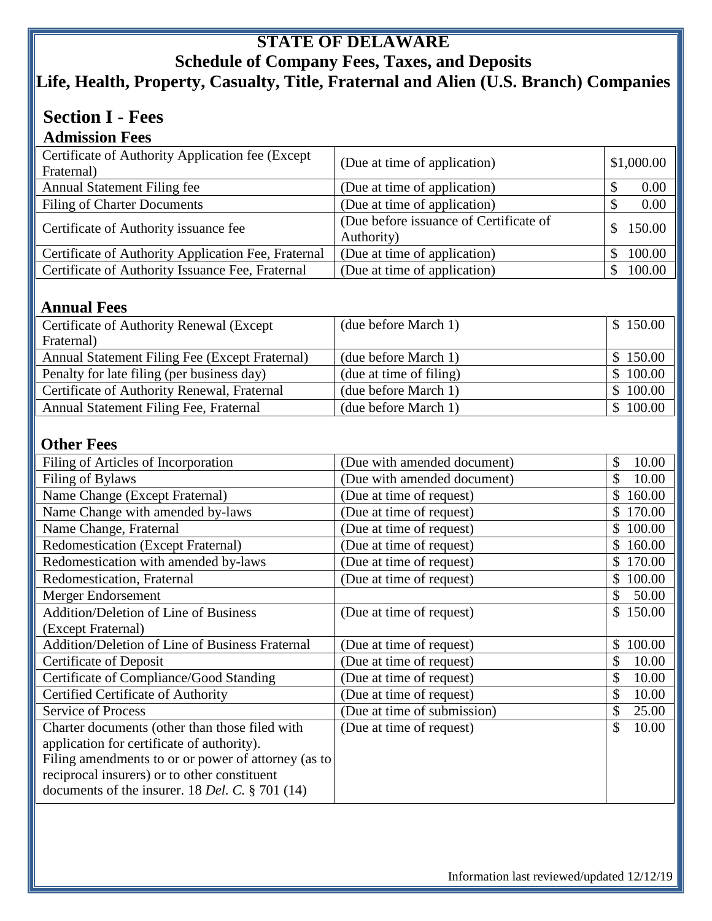# STATE OF DELAWARE

## Schedule of Company Fees, Taxes, and Deposits

## Life, Health, Property, Casualty, Title, Fraternal and Alien (U.S. Branch) Companies

## Section I - Fees

### Admission Fees

| | | |
|---|---|---|
| Certificate of Authority Application fee (Except Fraternal) | (Due at time of application) | $1,000.00 |
| Annual Statement Filing fee | (Due at time of application) | $ 0.00 |
| Filing of Charter Documents | (Due at time of application) | $ 0.00 |
| Certificate of Authority issuance fee | (Due before issuance of Certificate of Authority) | $ 150.00 |
| Certificate of Authority Application Fee, Fraternal | (Due at time of application) | $ 100.00 |
| Certificate of Authority Issuance Fee, Fraternal | (Due at time of application) | $ 100.00 |

### Annual Fees

| | | |
|---|---|---|
| Certificate of Authority Renewal (Except Fraternal) | (due before March 1) | $ 150.00 |
| Annual Statement Filing Fee (Except Fraternal) | (due before March 1) | $ 150.00 |
| Penalty for late filing (per business day) | (due at time of filing) | $ 100.00 |
| Certificate of Authority Renewal, Fraternal | (due before March 1) | $ 100.00 |
| Annual Statement Filing Fee, Fraternal | (due before March 1) | $ 100.00 |

### Other Fees

| | | |
|---|---|---|
| Filing of Articles of Incorporation | (Due with amended document) | $ 10.00 |
| Filing of Bylaws | (Due with amended document) | $ 10.00 |
| Name Change (Except Fraternal) | (Due at time of request) | $ 160.00 |
| Name Change with amended by-laws | (Due at time of request) | $ 170.00 |
| Name Change, Fraternal | (Due at time of request) | $ 100.00 |
| Redomestication (Except Fraternal) | (Due at time of request) | $ 160.00 |
| Redomestication with amended by-laws | (Due at time of request) | $ 170.00 |
| Redomestication, Fraternal | (Due at time of request) | $ 100.00 |
| Merger Endorsement | | $ 50.00 |
| Addition/Deletion of Line of Business (Except Fraternal) | (Due at time of request) | $ 150.00 |
| Addition/Deletion of Line of Business Fraternal | (Due at time of request) | $ 100.00 |
| Certificate of Deposit | (Due at time of request) | $ 10.00 |
| Certificate of Compliance/Good Standing | (Due at time of request) | $ 10.00 |
| Certified Certificate of Authority | (Due at time of request) | $ 10.00 |
| Service of Process | (Due at time of submission) | $ 25.00 |
| Charter documents (other than those filed with application for certificate of authority). Filing amendments to or or power of attorney (as to reciprocal insurers) or to other constituent documents of the insurer. 18 *Del. C.* § 701 (14) | (Due at time of request) | $ 10.00 |

Information last reviewed/updated 12/12/19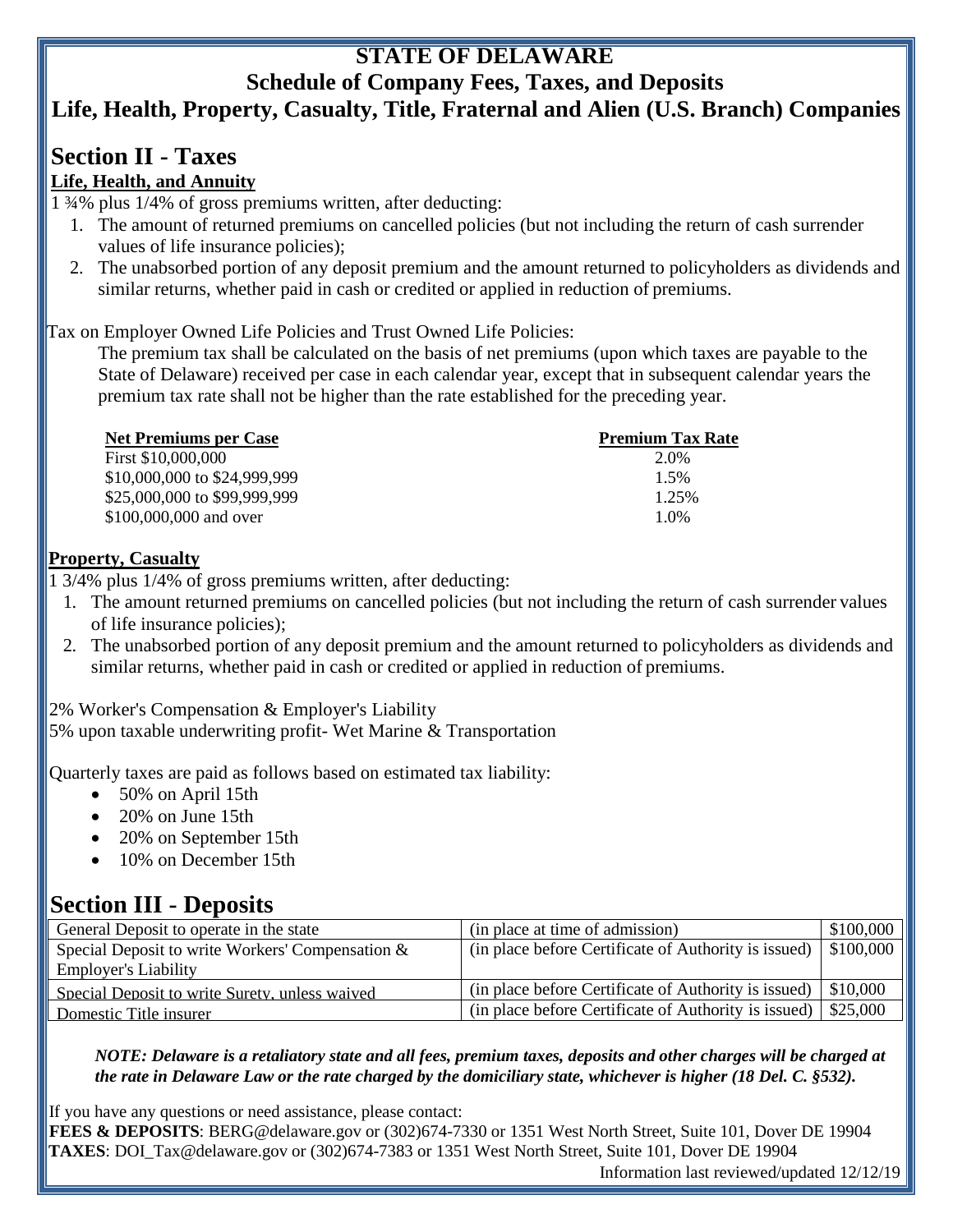# STATE OF DELAWARE

## Schedule of Company Fees, Taxes, and Deposits

## Life, Health, Property, Casualty, Title, Fraternal and Alien (U.S. Branch) Companies

## Section II - Taxes

**Life, Health, and Annuity**

1 ¾% plus 1/4% of gross premiums written, after deducting:

1. The amount of returned premiums on cancelled policies (but not including the return of cash surrender values of life insurance policies);
2. The unabsorbed portion of any deposit premium and the amount returned to policyholders as dividends and similar returns, whether paid in cash or credited or applied in reduction of premiums.

Tax on Employer Owned Life Policies and Trust Owned Life Policies:

The premium tax shall be calculated on the basis of net premiums (upon which taxes are payable to the State of Delaware) received per case in each calendar year, except that in subsequent calendar years the premium tax rate shall not be higher than the rate established for the preceding year.

| Net Premiums per Case | Premium Tax Rate |
|---|---|
| First $10,000,000 | 2.0% |
| $10,000,000 to $24,999,999 | 1.5% |
| $25,000,000 to $99,999,999 | 1.25% |
| $100,000,000 and over | 1.0% |

**Property, Casualty**

1 3/4% plus 1/4% of gross premiums written, after deducting:

1. The amount returned premiums on cancelled policies (but not including the return of cash surrender values of life insurance policies);
2. The unabsorbed portion of any deposit premium and the amount returned to policyholders as dividends and similar returns, whether paid in cash or credited or applied in reduction of premiums.

2% Worker's Compensation & Employer's Liability
5% upon taxable underwriting profit- Wet Marine & Transportation

Quarterly taxes are paid as follows based on estimated tax liability:

- 50% on April 15th
- 20% on June 15th
- 20% on September 15th
- 10% on December 15th

## Section III - Deposits

| | | |
|---|---|---|
| General Deposit to operate in the state | (in place at time of admission) | $100,000 |
| Special Deposit to write Workers' Compensation & Employer's Liability | (in place before Certificate of Authority is issued) | $100,000 |
| Special Deposit to write Surety, unless waived | (in place before Certificate of Authority is issued) | $10,000 |
| Domestic Title insurer | (in place before Certificate of Authority is issued) | $25,000 |

***NOTE: Delaware is a retaliatory state and all fees, premium taxes, deposits and other charges will be charged at the rate in Delaware Law or the rate charged by the domiciliary state, whichever is higher (18 Del. C. §532).***

If you have any questions or need assistance, please contact:
**FEES & DEPOSITS**: BERG@delaware.gov or (302)674-7330 or 1351 West North Street, Suite 101, Dover DE 19904
**TAXES**: DOI_Tax@delaware.gov or (302)674-7383 or 1351 West North Street, Suite 101, Dover DE 19904

Information last reviewed/updated 12/12/19